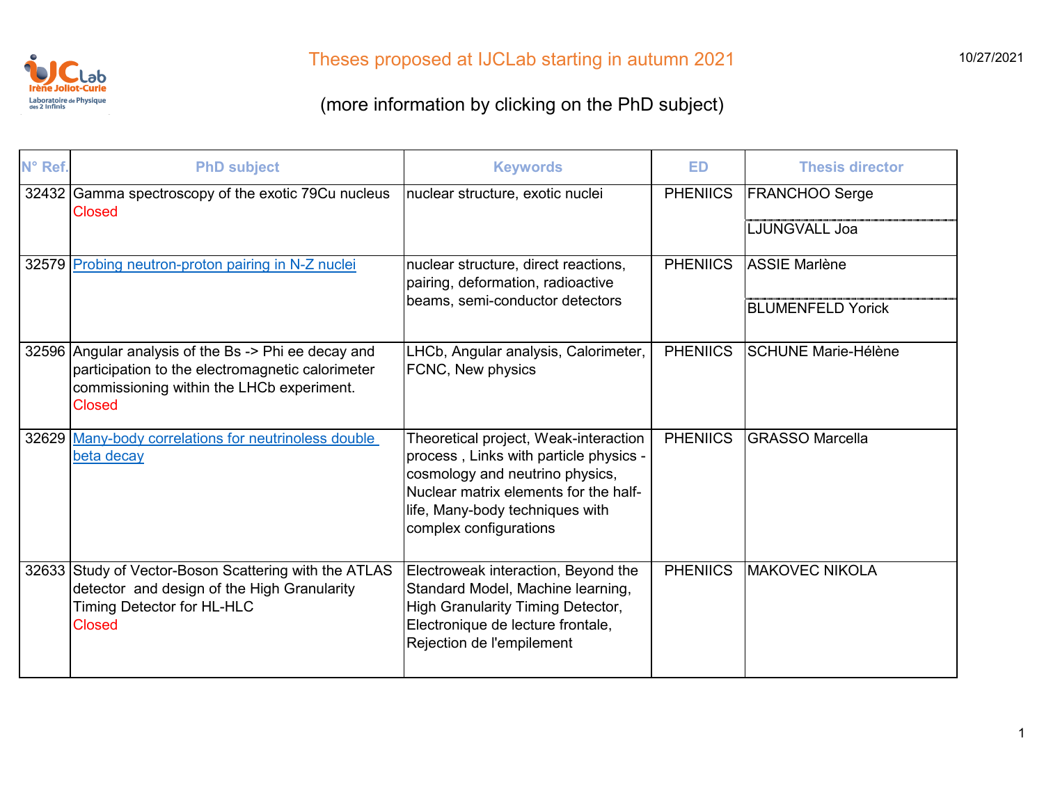# Theses proposed at IJCLab starting in autumn 2021

(more information by clicking on the PhD subject)

10/27/2021

| N° Ref. | PhD subject | Keywords | ED | Thesis director |
|---|---|---|---|---|
| 32432 | Gamma spectroscopy of the exotic 79Cu nucleus Closed | nuclear structure, exotic nuclei | PHENIICS | FRANCHOO Serge<br>LJUNGVALL Joa |
| 32579 | Probing neutron-proton pairing in N-Z nuclei | nuclear structure, direct reactions, pairing, deformation, radioactive beams, semi-conductor detectors | PHENIICS | ASSIE Marlène<br>BLUMENFELD Yorick |
| 32596 | Angular analysis of the Bs -> Phi ee decay and participation to the electromagnetic calorimeter commissioning within the LHCb experiment. Closed | LHCb, Angular analysis, Calorimeter, FCNC, New physics | PHENIICS | SCHUNE Marie-Hélène |
| 32629 | Many-body correlations for neutrinoless double beta decay | Theoretical project, Weak-interaction process , Links with particle physics - cosmology and neutrino physics, Nuclear matrix elements for the half-life, Many-body techniques with complex configurations | PHENIICS | GRASSO Marcella |
| 32633 | Study of Vector-Boson Scattering with the ATLAS detector and design of the High Granularity Timing Detector for HL-HLC Closed | Electroweak interaction, Beyond the Standard Model, Machine learning, High Granularity Timing Detector, Electronique de lecture frontale, Rejection de l'empilement | PHENIICS | MAKOVEC NIKOLA |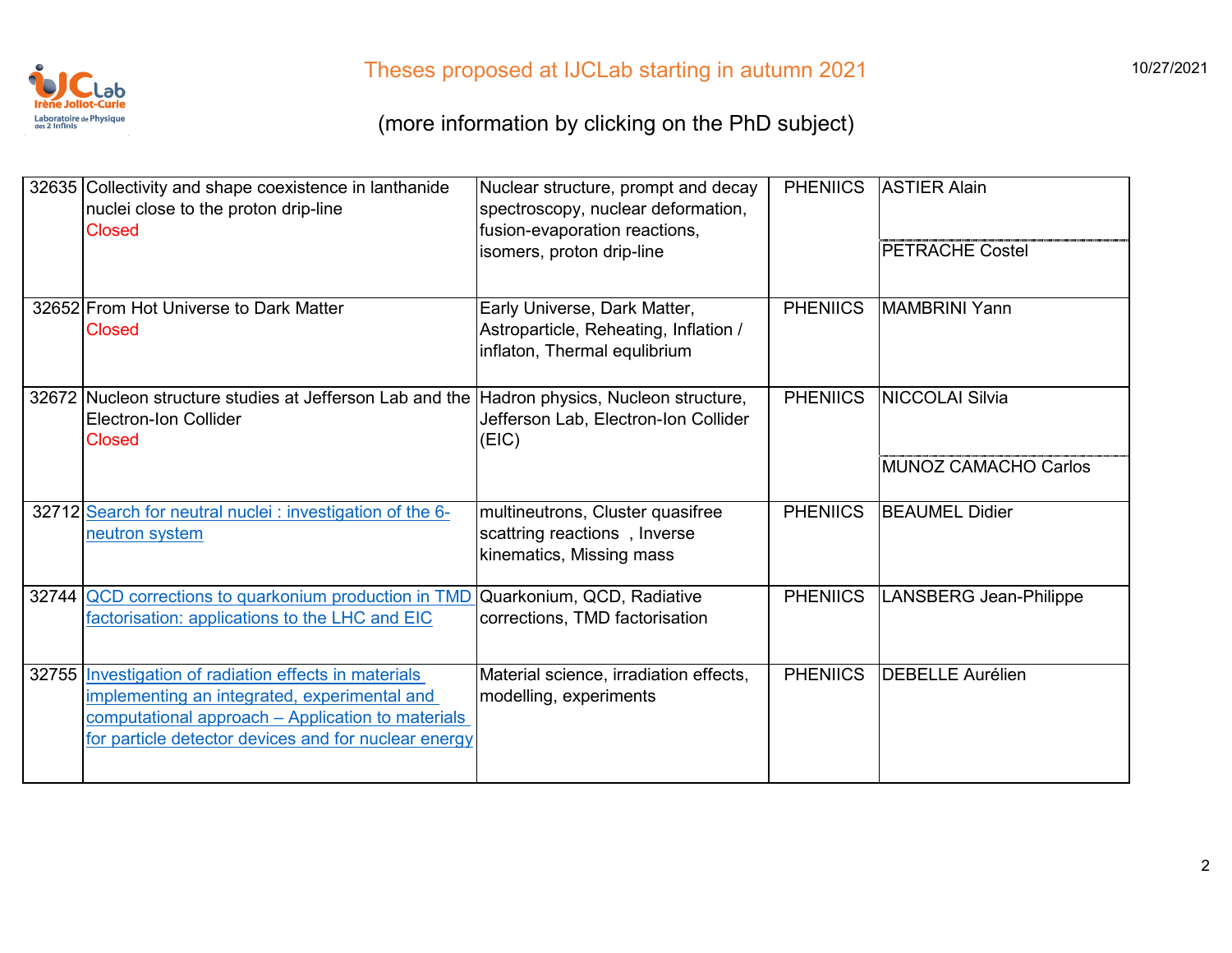# Theses proposed at IJCLab starting in autumn 2021

(more information by clicking on the PhD subject)

| | | | | |
|---|---|---|---|---|
| 32635 | Collectivity and shape coexistence in lanthanide nuclei close to the proton drip-line<br>Closed | Nuclear structure, prompt and decay spectroscopy, nuclear deformation, fusion-evaporation reactions, isomers, proton drip-line | PHENIICS | ASTIER Alain<br>PETRACHE Costel |
| 32652 | From Hot Universe to Dark Matter<br>Closed | Early Universe, Dark Matter, Astroparticle, Reheating, Inflation / inflaton, Thermal equlibrium | PHENIICS | MAMBRINI Yann |
| 32672 | Nucleon structure studies at Jefferson Lab and the Electron-Ion Collider<br>Closed | Hadron physics, Nucleon structure, Jefferson Lab, Electron-Ion Collider (EIC) | PHENIICS | NICCOLAI Silvia<br>MUNOZ CAMACHO Carlos |
| 32712 | Search for neutral nuclei : investigation of the 6-neutron system | multineutrons, Cluster quasifree scattring reactions , Inverse kinematics, Missing mass | PHENIICS | BEAUMEL Didier |
| 32744 | QCD corrections to quarkonium production in TMD factorisation: applications to the LHC and EIC | Quarkonium, QCD, Radiative corrections, TMD factorisation | PHENIICS | LANSBERG Jean-Philippe |
| 32755 | Investigation of radiation effects in materials implementing an integrated, experimental and computational approach – Application to materials for particle detector devices and for nuclear energy | Material science, irradiation effects, modelling, experiments | PHENIICS | DEBELLE Aurélien |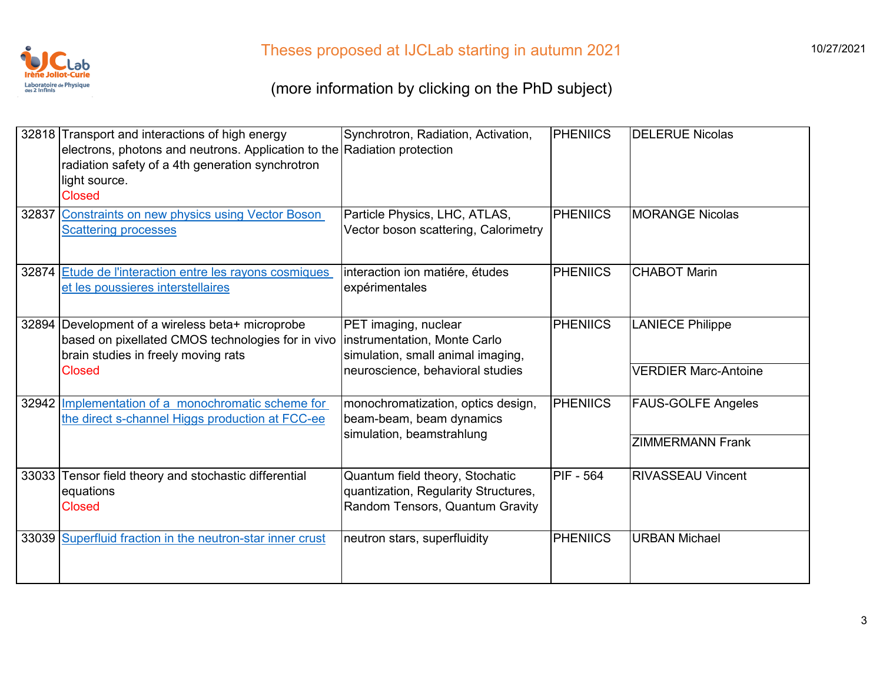# Theses proposed at IJCLab starting in autumn 2021

(more information by clicking on the PhD subject)

| | | | | |
|---|---|---|---|---|
| 32818 | Transport and interactions of high energy electrons, photons and neutrons. Application to the radiation safety of a 4th generation synchrotron light source. Closed | Synchrotron, Radiation, Activation, Radiation protection | PHENIICS | DELERUE Nicolas |
| 32837 | Constraints on new physics using Vector Boson Scattering processes | Particle Physics, LHC, ATLAS, Vector boson scattering, Calorimetry | PHENIICS | MORANGE Nicolas |
| 32874 | Etude de l'interaction entre les rayons cosmiques et les poussieres interstellaires | interaction ion matiére, études expérimentales | PHENIICS | CHABOT Marin |
| 32894 | Development of a wireless beta+ microprobe based on pixellated CMOS technologies for in vivo brain studies in freely moving rats Closed | PET imaging, nuclear instrumentation, Monte Carlo simulation, small animal imaging, neuroscience, behavioral studies | PHENIICS | LANIECE Philippe<br>VERDIER Marc-Antoine |
| 32942 | Implementation of a monochromatic scheme for the direct s-channel Higgs production at FCC-ee | monochromatization, optics design, beam-beam, beam dynamics simulation, beamstrahlung | PHENIICS | FAUS-GOLFE Angeles<br>ZIMMERMANN Frank |
| 33033 | Tensor field theory and stochastic differential equations Closed | Quantum field theory, Stochatic quantization, Regularity Structures, Random Tensors, Quantum Gravity | PIF - 564 | RIVASSEAU Vincent |
| 33039 | Superfluid fraction in the neutron-star inner crust | neutron stars, superfluidity | PHENIICS | URBAN Michael |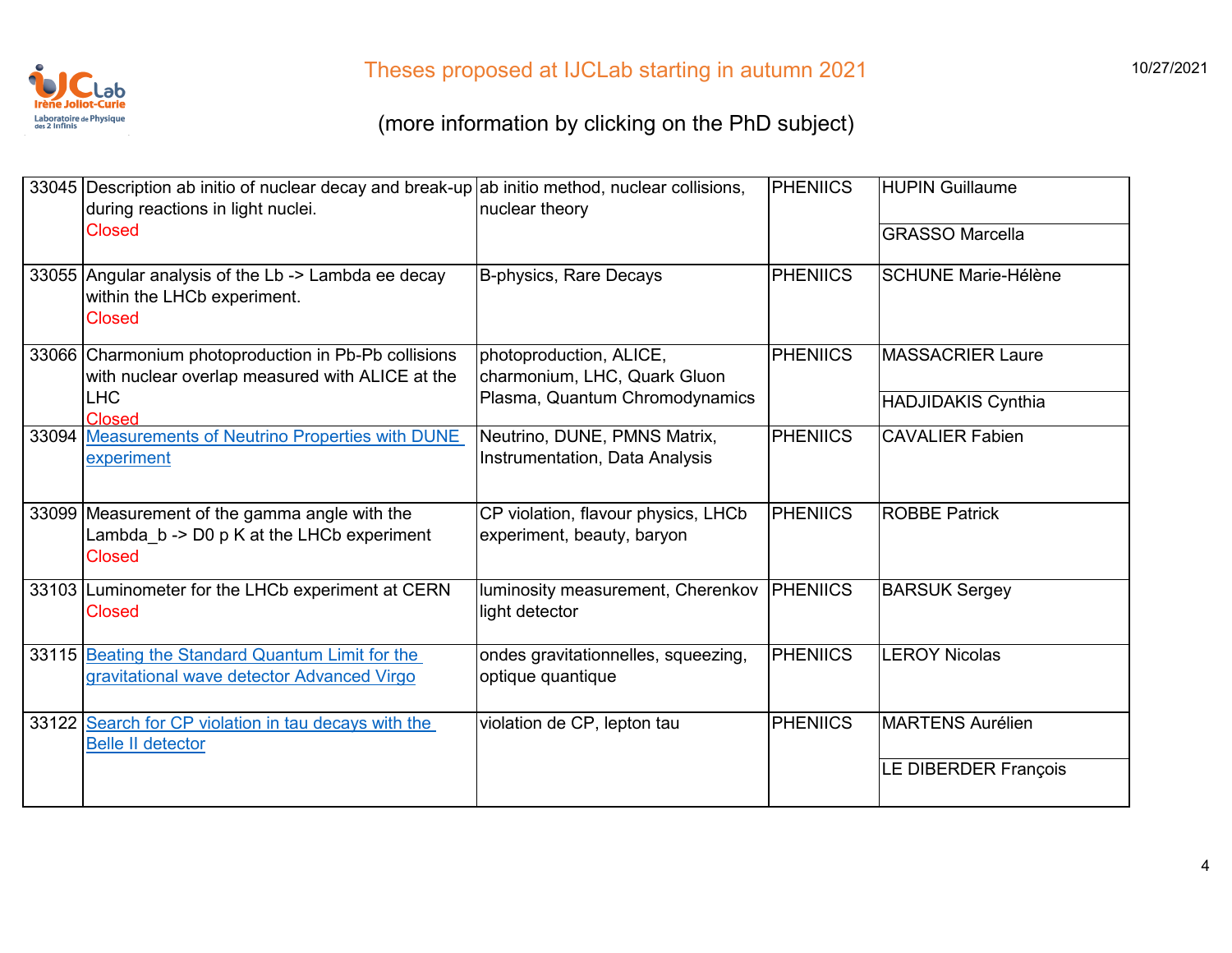# Theses proposed at IJCLab starting in autumn 2021

(more information by clicking on the PhD subject)

| | | | | |
|---|---|---|---|---|
| 33045 | Description ab initio of nuclear decay and break-up during reactions in light nuclei. Closed | ab initio method, nuclear collisions, nuclear theory | PHENIICS | HUPIN Guillaume<br>GRASSO Marcella |
| 33055 | Angular analysis of the Lb -> Lambda ee decay within the LHCb experiment. Closed | B-physics, Rare Decays | PHENIICS | SCHUNE Marie-Hélène |
| 33066 | Charmonium photoproduction in Pb-Pb collisions with nuclear overlap measured with ALICE at the LHC Closed | photoproduction, ALICE, charmonium, LHC, Quark Gluon Plasma, Quantum Chromodynamics | PHENIICS | MASSACRIER Laure<br>HADJIDAKIS Cynthia |
| 33094 | Measurements of Neutrino Properties with DUNE experiment | Neutrino, DUNE, PMNS Matrix, Instrumentation, Data Analysis | PHENIICS | CAVALIER Fabien |
| 33099 | Measurement of the gamma angle with the Lambda_b -> D0 p K at the LHCb experiment Closed | CP violation, flavour physics, LHCb experiment, beauty, baryon | PHENIICS | ROBBE Patrick |
| 33103 | Luminometer for the LHCb experiment at CERN Closed | luminosity measurement, Cherenkov light detector | PHENIICS | BARSUK Sergey |
| 33115 | Beating the Standard Quantum Limit for the gravitational wave detector Advanced Virgo | ondes gravitationnelles, squeezing, optique quantique | PHENIICS | LEROY Nicolas |
| 33122 | Search for CP violation in tau decays with the Belle II detector | violation de CP, lepton tau | PHENIICS | MARTENS Aurélien<br>LE DIBERDER François |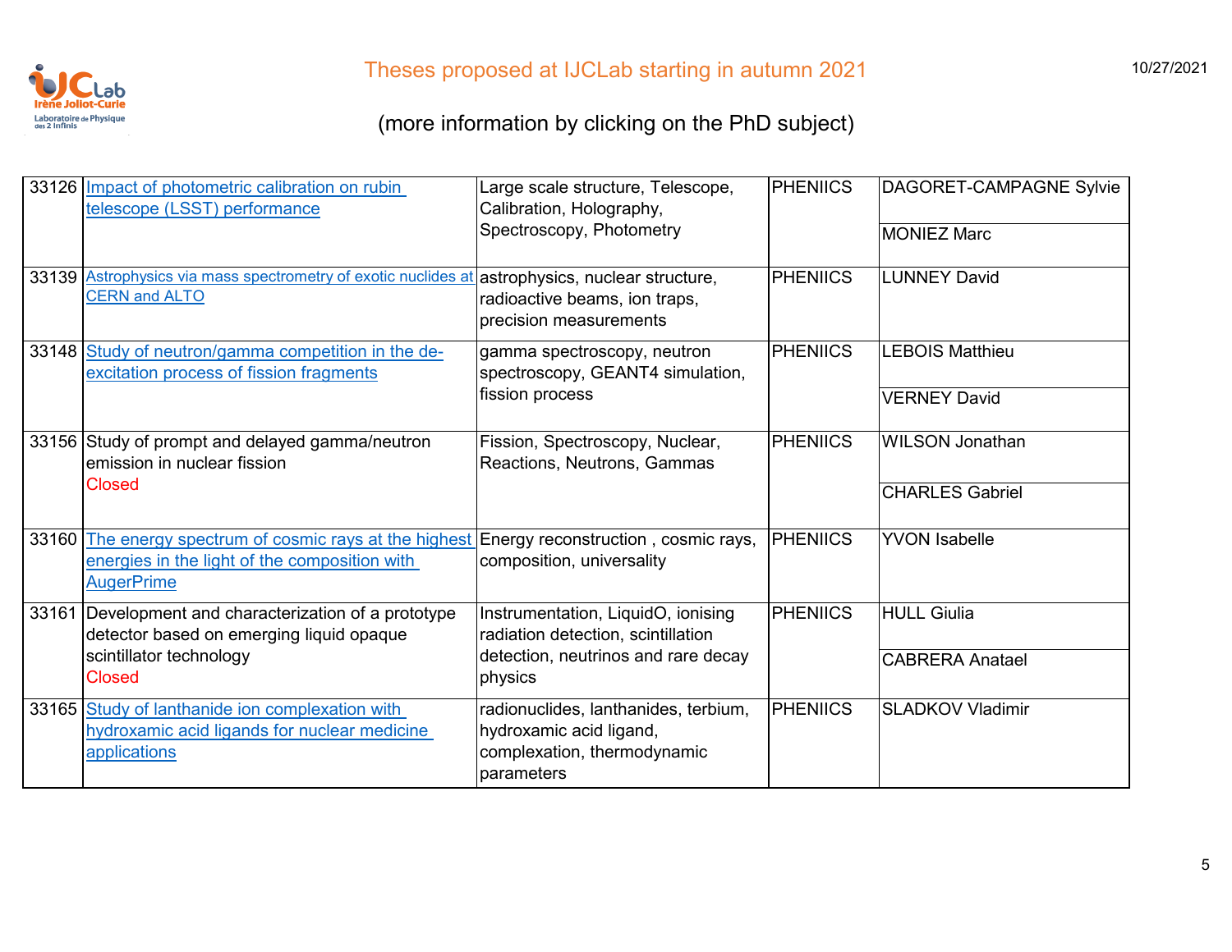# Theses proposed at IJCLab starting in autumn 2021

(more information by clicking on the PhD subject)

| | | | | |
|---|---|---|---|---|
| 33126 | Impact of photometric calibration on rubin telescope (LSST) performance | Large scale structure, Telescope, Calibration, Holography, Spectroscopy, Photometry | PHENIICS | DAGORET-CAMPAGNE Sylvie<br>MONIEZ Marc |
| 33139 | Astrophysics via mass spectrometry of exotic nuclides at CERN and ALTO | astrophysics, nuclear structure, radioactive beams, ion traps, precision measurements | PHENIICS | LUNNEY David |
| 33148 | Study of neutron/gamma competition in the de-excitation process of fission fragments | gamma spectroscopy, neutron spectroscopy, GEANT4 simulation, fission process | PHENIICS | LEBOIS Matthieu<br>VERNEY David |
| 33156 | Study of prompt and delayed gamma/neutron emission in nuclear fission<br>Closed | Fission, Spectroscopy, Nuclear, Reactions, Neutrons, Gammas | PHENIICS | WILSON Jonathan<br>CHARLES Gabriel |
| 33160 | The energy spectrum of cosmic rays at the highest energies in the light of the composition with AugerPrime | Energy reconstruction , cosmic rays, composition, universality | PHENIICS | YVON Isabelle |
| 33161 | Development and characterization of a prototype detector based on emerging liquid opaque scintillator technology<br>Closed | Instrumentation, LiquidO, ionising radiation detection, scintillation detection, neutrinos and rare decay physics | PHENIICS | HULL Giulia<br>CABRERA Anatael |
| 33165 | Study of lanthanide ion complexation with hydroxamic acid ligands for nuclear medicine applications | radionuclides, lanthanides, terbium, hydroxamic acid ligand, complexation, thermodynamic parameters | PHENIICS | SLADKOV Vladimir |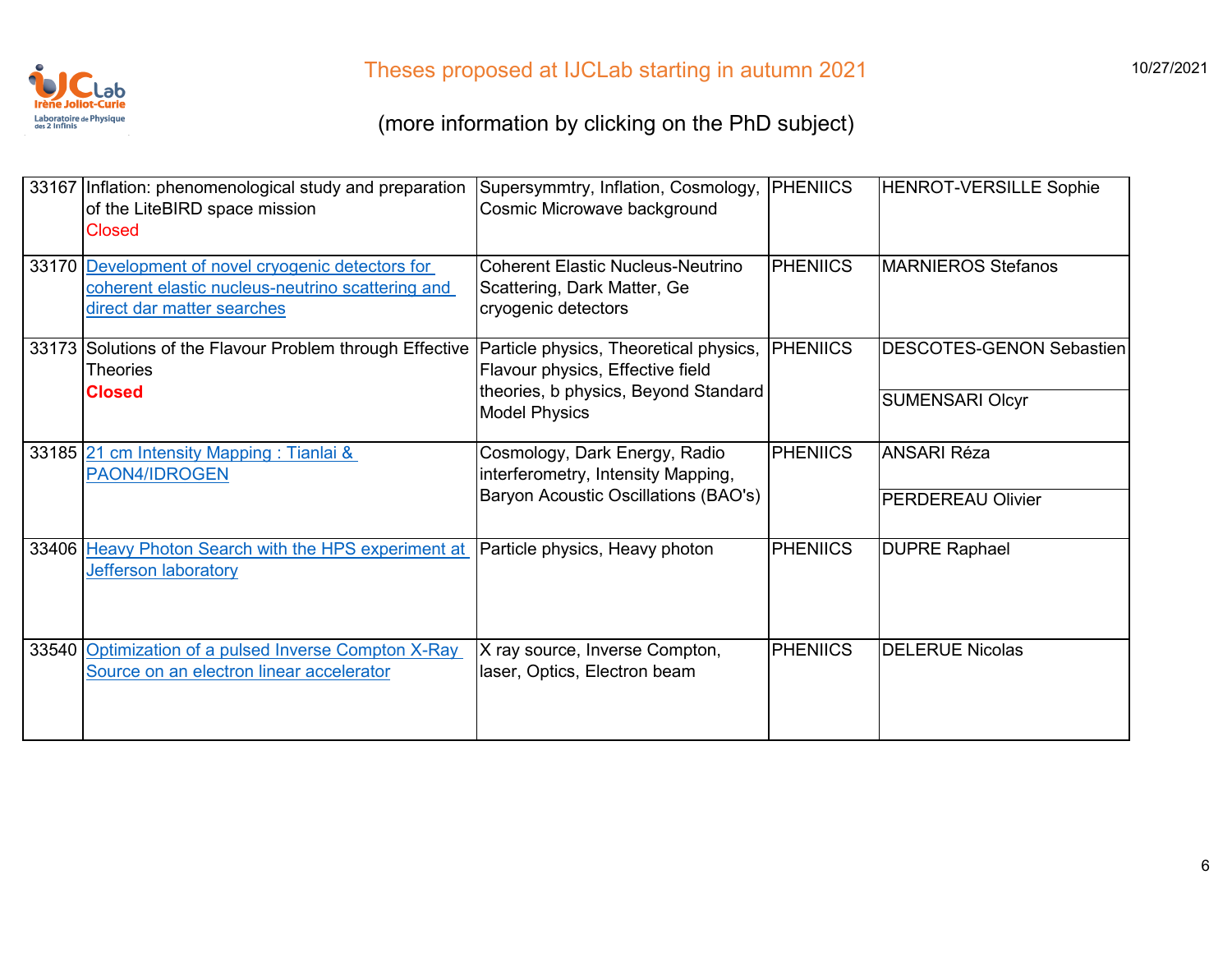# Theses proposed at IJCLab starting in autumn 2021

(more information by clicking on the PhD subject)

| | | | | |
|---|---|---|---|---|
| 33167 | Inflation: phenomenological study and preparation of the LiteBIRD space mission<br>Closed | Supersymmtry, Inflation, Cosmology, Cosmic Microwave background | PHENIICS | HENROT-VERSILLE Sophie |
| 33170 | Development of novel cryogenic detectors for coherent elastic nucleus-neutrino scattering and direct dar matter searches | Coherent Elastic Nucleus-Neutrino Scattering, Dark Matter, Ge cryogenic detectors | PHENIICS | MARNIEROS Stefanos |
| 33173 | Solutions of the Flavour Problem through Effective Theories<br>**Closed** | Particle physics, Theoretical physics, Flavour physics, Effective field theories, b physics, Beyond Standard Model Physics | PHENIICS | DESCOTES-GENON Sebastien<br>SUMENSARI Olcyr |
| 33185 | 21 cm Intensity Mapping : Tianlai & PAON4/IDROGEN | Cosmology, Dark Energy, Radio interferometry, Intensity Mapping, Baryon Acoustic Oscillations (BAO's) | PHENIICS | ANSARI Réza<br>PERDEREAU Olivier |
| 33406 | Heavy Photon Search with the HPS experiment at Jefferson laboratory | Particle physics, Heavy photon | PHENIICS | DUPRE Raphael |
| 33540 | Optimization of a pulsed Inverse Compton X-Ray Source on an electron linear accelerator | X ray source, Inverse Compton, laser, Optics, Electron beam | PHENIICS | DELERUE Nicolas |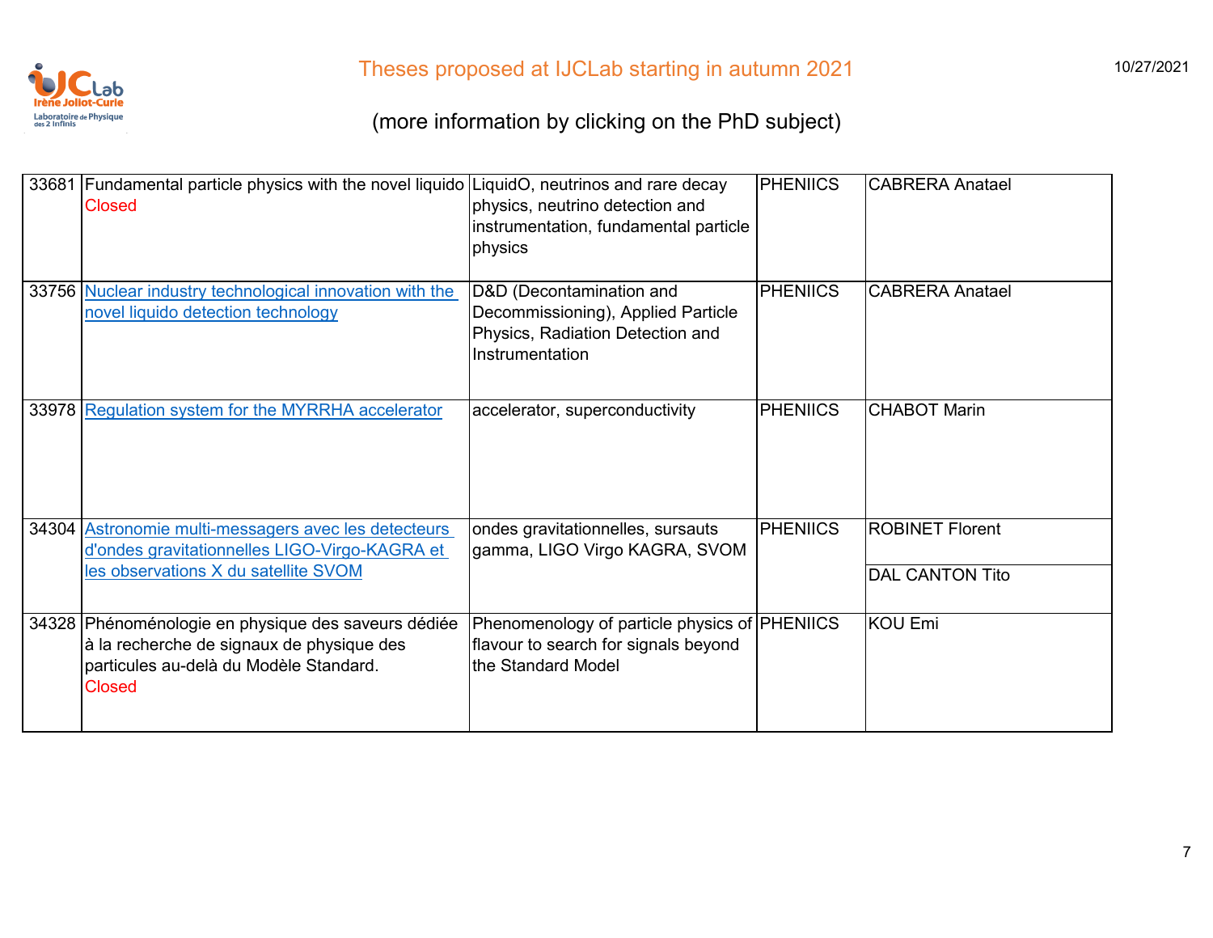# Theses proposed at IJCLab starting in autumn 2021

(more information by clicking on the PhD subject)

| | | | | |
|---|---|---|---|---|
| 33681 | Fundamental particle physics with the novel liquido<br>Closed | LiquidO, neutrinos and rare decay physics, neutrino detection and instrumentation, fundamental particle physics | PHENIICS | CABRERA Anatael |
| 33756 | Nuclear industry technological innovation with the novel liquido detection technology | D&D (Decontamination and Decommissioning), Applied Particle Physics, Radiation Detection and Instrumentation | PHENIICS | CABRERA Anatael |
| 33978 | Regulation system for the MYRRHA accelerator | accelerator, superconductivity | PHENIICS | CHABOT Marin |
| 34304 | Astronomie multi-messagers avec les detecteurs d'ondes gravitationnelles LIGO-Virgo-KAGRA et les observations X du satellite SVOM | ondes gravitationnelles, sursauts gamma, LIGO Virgo KAGRA, SVOM | PHENIICS | ROBINET Florent<br>DAL CANTON Tito |
| 34328 | Phénoménologie en physique des saveurs dédiée à la recherche de signaux de physique des particules au-delà du Modèle Standard.<br>Closed | Phenomenology of particle physics of flavour to search for signals beyond the Standard Model | PHENIICS | KOU Emi |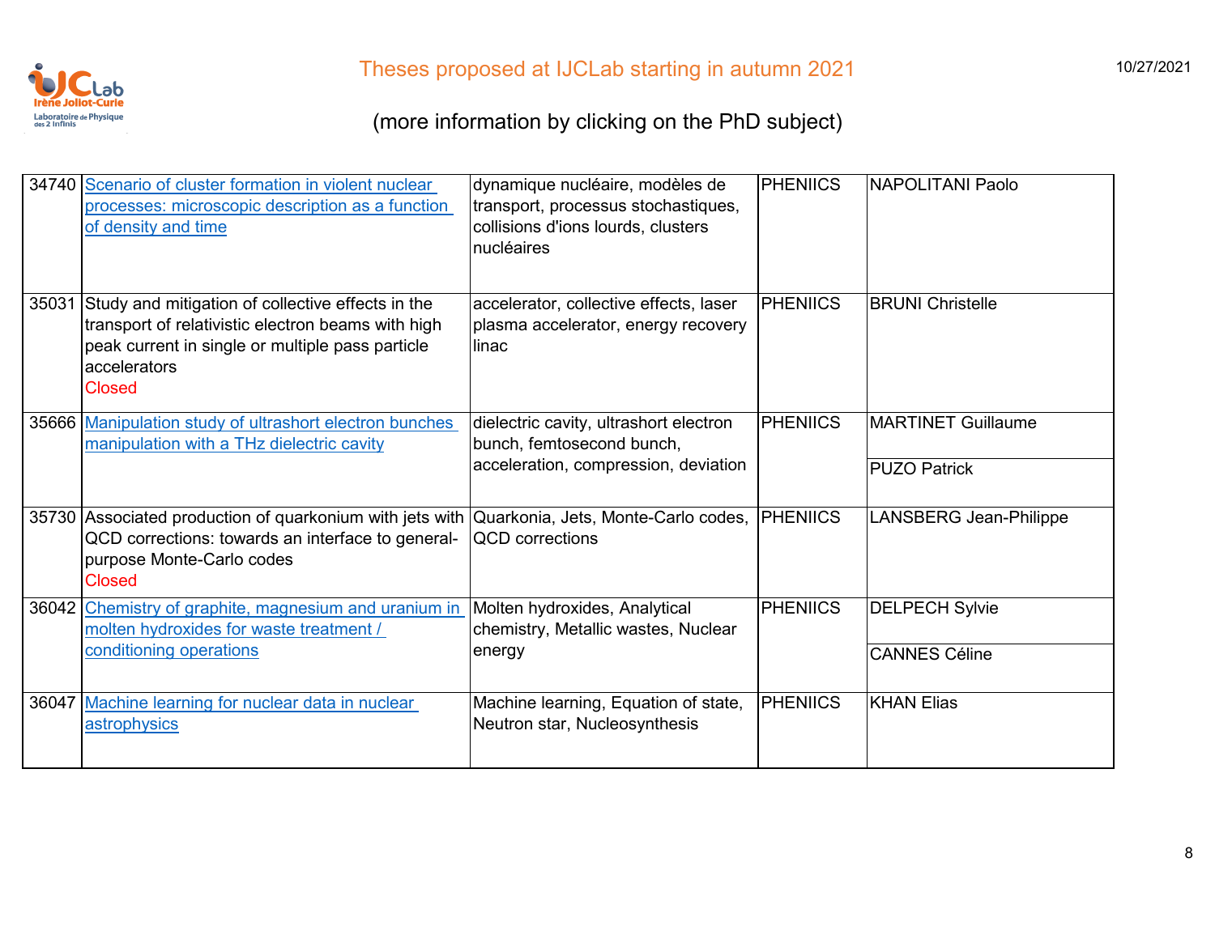# Theses proposed at IJCLab starting in autumn 2021

(more information by clicking on the PhD subject)

| | | | | |
|---|---|---|---|---|
| 34740 | Scenario of cluster formation in violent nuclear processes: microscopic description as a function of density and time | dynamique nucléaire, modèles de transport, processus stochastiques, collisions d'ions lourds, clusters nucléaires | PHENIICS | NAPOLITANI Paolo |
| 35031 | Study and mitigation of collective effects in the transport of relativistic electron beams with high peak current in single or multiple pass particle accelerators<br>Closed | accelerator, collective effects, laser plasma accelerator, energy recovery linac | PHENIICS | BRUNI Christelle |
| 35666 | Manipulation study of ultrashort electron bunches manipulation with a THz dielectric cavity | dielectric cavity, ultrashort electron bunch, femtosecond bunch, acceleration, compression, deviation | PHENIICS | MARTINET Guillaume<br>PUZO Patrick |
| 35730 | Associated production of quarkonium with jets with QCD corrections: towards an interface to general-purpose Monte-Carlo codes<br>Closed | Quarkonia, Jets, Monte-Carlo codes, QCD corrections | PHENIICS | LANSBERG Jean-Philippe |
| 36042 | Chemistry of graphite, magnesium and uranium in molten hydroxides for waste treatment / conditioning operations | Molten hydroxides, Analytical chemistry, Metallic wastes, Nuclear energy | PHENIICS | DELPECH Sylvie<br>CANNES Céline |
| 36047 | Machine learning for nuclear data in nuclear astrophysics | Machine learning, Equation of state, Neutron star, Nucleosynthesis | PHENIICS | KHAN Elias |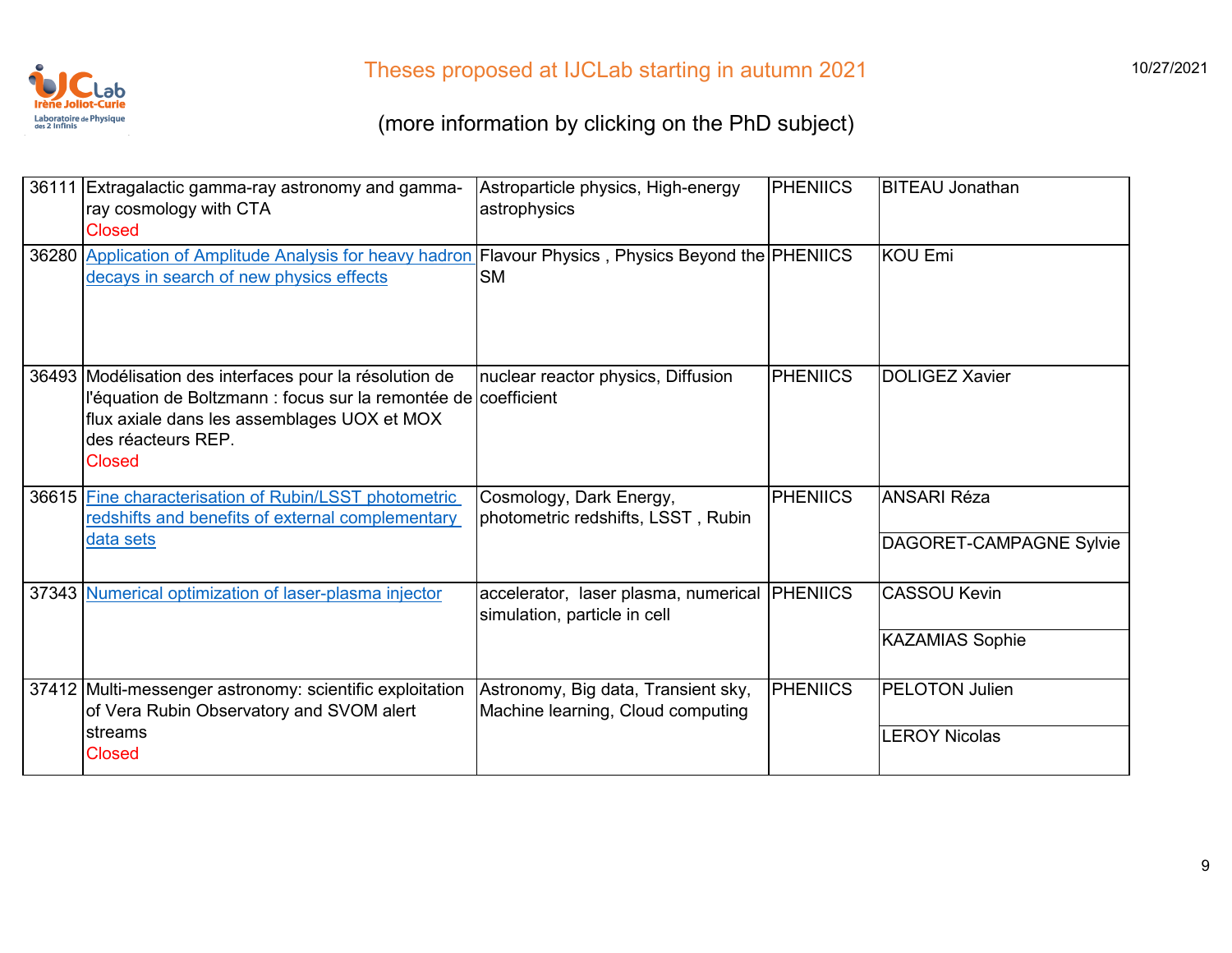# Theses proposed at IJCLab starting in autumn 2021

(more information by clicking on the PhD subject)

| | | | | |
|---|---|---|---|---|
| 36111 | Extragalactic gamma-ray astronomy and gamma-ray cosmology with CTA<br>Closed | Astroparticle physics, High-energy astrophysics | PHENIICS | BITEAU Jonathan |
| 36280 | Application of Amplitude Analysis for heavy hadron decays in search of new physics effects | Flavour Physics , Physics Beyond the SM | PHENIICS | KOU Emi |
| 36493 | Modélisation des interfaces pour la résolution de l'équation de Boltzmann : focus sur la remontée de flux axiale dans les assemblages UOX et MOX des réacteurs REP.<br>Closed | nuclear reactor physics, Diffusion coefficient | PHENIICS | DOLIGEZ Xavier |
| 36615 | Fine characterisation of Rubin/LSST photometric redshifts and benefits of external complementary data sets | Cosmology, Dark Energy, photometric redshifts, LSST , Rubin | PHENIICS | ANSARI Réza<br>DAGORET-CAMPAGNE Sylvie |
| 37343 | Numerical optimization of laser-plasma injector | accelerator, laser plasma, numerical simulation, particle in cell | PHENIICS | CASSOU Kevin<br>KAZAMIAS Sophie |
| 37412 | Multi-messenger astronomy: scientific exploitation of Vera Rubin Observatory and SVOM alert streams<br>Closed | Astronomy, Big data, Transient sky, Machine learning, Cloud computing | PHENIICS | PELOTON Julien<br>LEROY Nicolas |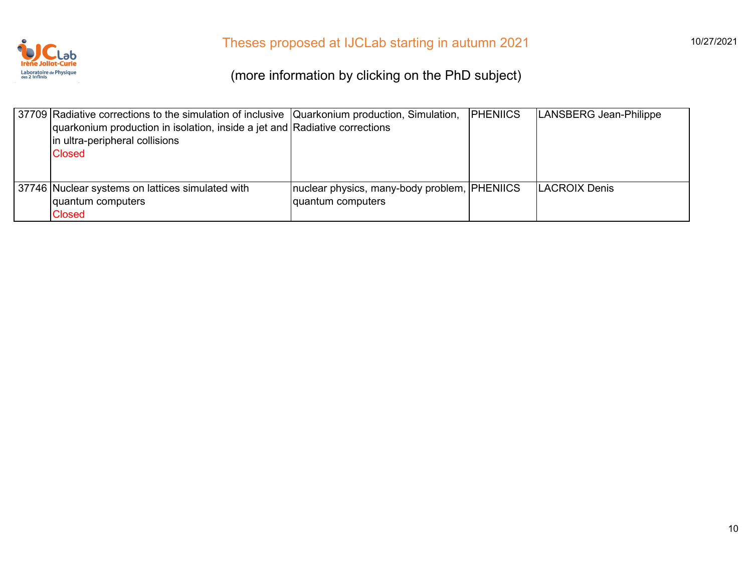# Theses proposed at IJCLab starting in autumn 2021

(more information by clicking on the PhD subject)

| | | | | |
|---|---|---|---|---|
| 37709 | Radiative corrections to the simulation of inclusive quarkonium production in isolation, inside a jet and in ultra-peripheral collisions<br>Closed | Quarkonium production, Simulation, Radiative corrections | PHENIICS | LANSBERG Jean-Philippe |
| 37746 | Nuclear systems on lattices simulated with quantum computers<br>Closed | nuclear physics, many-body problem, quantum computers | PHENIICS | LACROIX Denis |